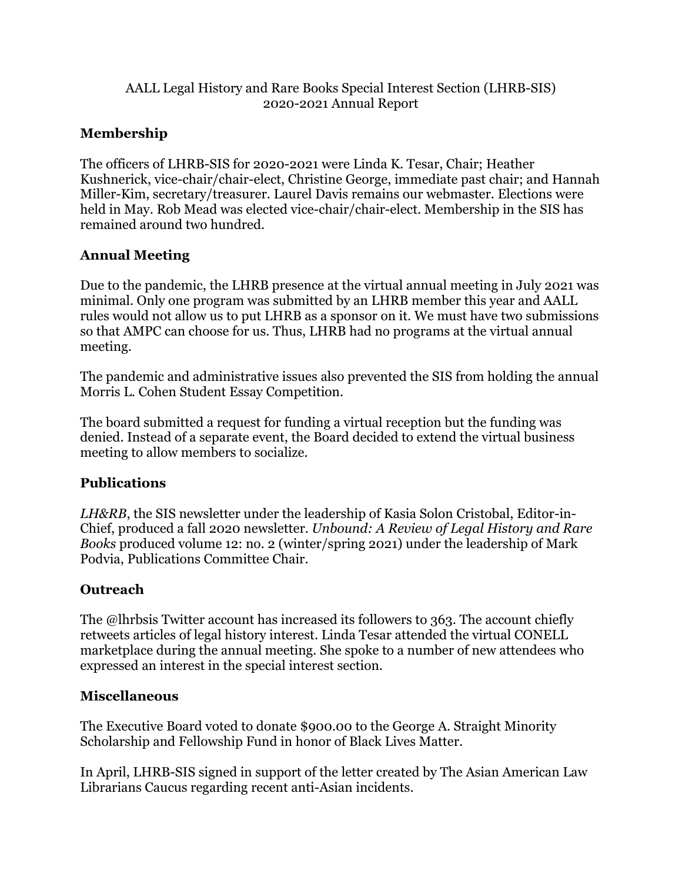AALL Legal History and Rare Books Special Interest Section (LHRB-SIS)
2020-2021 Annual Report

## Membership

The officers of LHRB-SIS for 2020-2021 were Linda K. Tesar, Chair; Heather Kushnerick, vice-chair/chair-elect, Christine George, immediate past chair; and Hannah Miller-Kim, secretary/treasurer. Laurel Davis remains our webmaster. Elections were held in May. Rob Mead was elected vice-chair/chair-elect. Membership in the SIS has remained around two hundred.

## Annual Meeting

Due to the pandemic, the LHRB presence at the virtual annual meeting in July 2021 was minimal. Only one program was submitted by an LHRB member this year and AALL rules would not allow us to put LHRB as a sponsor on it. We must have two submissions so that AMPC can choose for us. Thus, LHRB had no programs at the virtual annual meeting.

The pandemic and administrative issues also prevented the SIS from holding the annual Morris L. Cohen Student Essay Competition.

The board submitted a request for funding a virtual reception but the funding was denied. Instead of a separate event, the Board decided to extend the virtual business meeting to allow members to socialize.

## Publications

*LH&RB*, the SIS newsletter under the leadership of Kasia Solon Cristobal, Editor-in-Chief, produced a fall 2020 newsletter. *Unbound: A Review of Legal History and Rare Books* produced volume 12: no. 2 (winter/spring 2021) under the leadership of Mark Podvia, Publications Committee Chair.

## Outreach

The @lhrbsis Twitter account has increased its followers to 363. The account chiefly retweets articles of legal history interest. Linda Tesar attended the virtual CONELL marketplace during the annual meeting. She spoke to a number of new attendees who expressed an interest in the special interest section.

## Miscellaneous

The Executive Board voted to donate $900.00 to the George A. Straight Minority Scholarship and Fellowship Fund in honor of Black Lives Matter.

In April, LHRB-SIS signed in support of the letter created by The Asian American Law Librarians Caucus regarding recent anti-Asian incidents.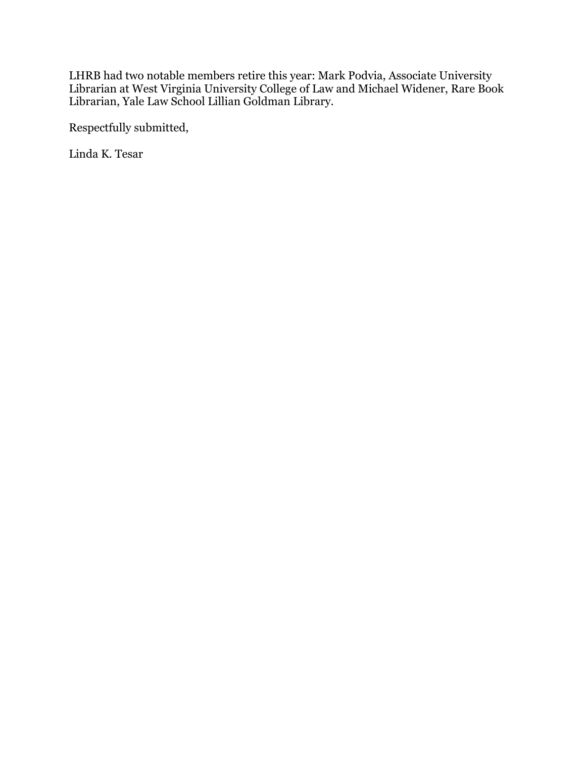LHRB had two notable members retire this year: Mark Podvia, Associate University Librarian at West Virginia University College of Law and Michael Widener, Rare Book Librarian, Yale Law School Lillian Goldman Library.

Respectfully submitted,

Linda K. Tesar